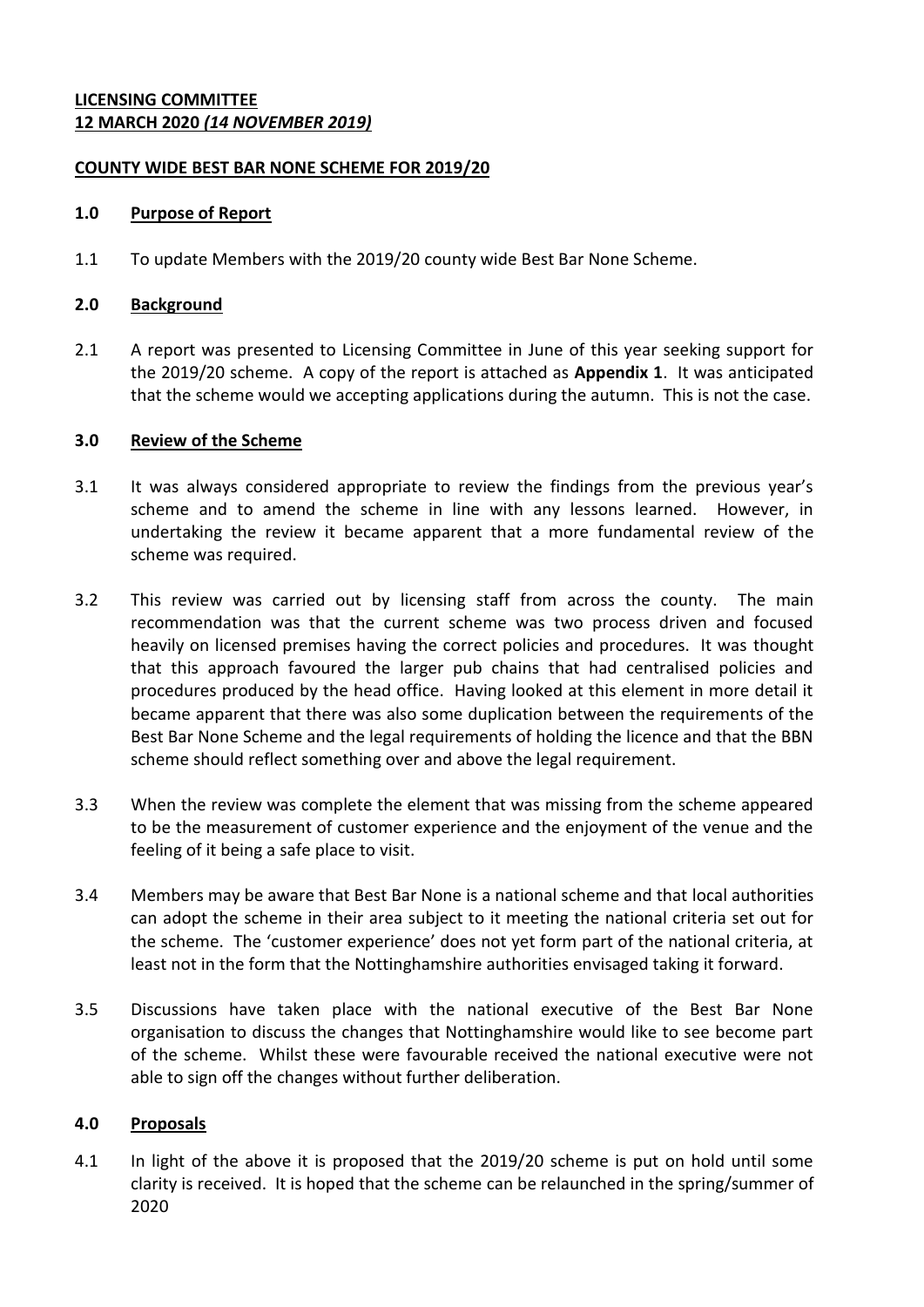**LICENSING COMMITTEE**
**12 MARCH 2020 *(14 NOVEMBER 2019)***

**COUNTY WIDE BEST BAR NONE SCHEME FOR 2019/20**

## 1.0 Purpose of Report

1.1 To update Members with the 2019/20 county wide Best Bar None Scheme.

## 2.0 Background

2.1 A report was presented to Licensing Committee in June of this year seeking support for the 2019/20 scheme. A copy of the report is attached as **Appendix 1**. It was anticipated that the scheme would we accepting applications during the autumn. This is not the case.

## 3.0 Review of the Scheme

3.1 It was always considered appropriate to review the findings from the previous year's scheme and to amend the scheme in line with any lessons learned. However, in undertaking the review it became apparent that a more fundamental review of the scheme was required.

3.2 This review was carried out by licensing staff from across the county. The main recommendation was that the current scheme was two process driven and focused heavily on licensed premises having the correct policies and procedures. It was thought that this approach favoured the larger pub chains that had centralised policies and procedures produced by the head office. Having looked at this element in more detail it became apparent that there was also some duplication between the requirements of the Best Bar None Scheme and the legal requirements of holding the licence and that the BBN scheme should reflect something over and above the legal requirement.

3.3 When the review was complete the element that was missing from the scheme appeared to be the measurement of customer experience and the enjoyment of the venue and the feeling of it being a safe place to visit.

3.4 Members may be aware that Best Bar None is a national scheme and that local authorities can adopt the scheme in their area subject to it meeting the national criteria set out for the scheme. The 'customer experience' does not yet form part of the national criteria, at least not in the form that the Nottinghamshire authorities envisaged taking it forward.

3.5 Discussions have taken place with the national executive of the Best Bar None organisation to discuss the changes that Nottinghamshire would like to see become part of the scheme. Whilst these were favourable received the national executive were not able to sign off the changes without further deliberation.

## 4.0 Proposals

4.1 In light of the above it is proposed that the 2019/20 scheme is put on hold until some clarity is received. It is hoped that the scheme can be relaunched in the spring/summer of 2020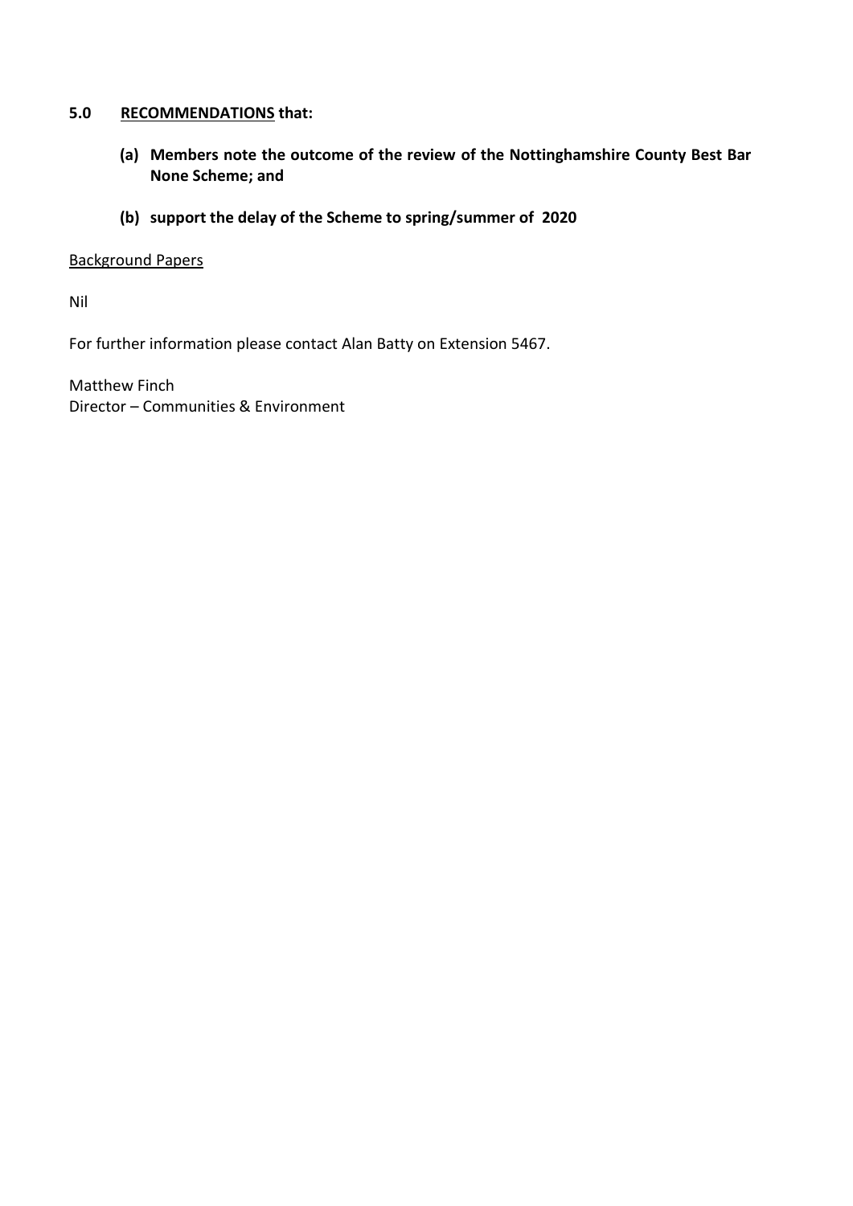## 5.0 RECOMMENDATIONS that:

**(a) Members note the outcome of the review of the Nottinghamshire County Best Bar None Scheme; and**

**(b) support the delay of the Scheme to spring/summer of 2020**

Background Papers

Nil

For further information please contact Alan Batty on Extension 5467.

Matthew Finch
Director – Communities & Environment